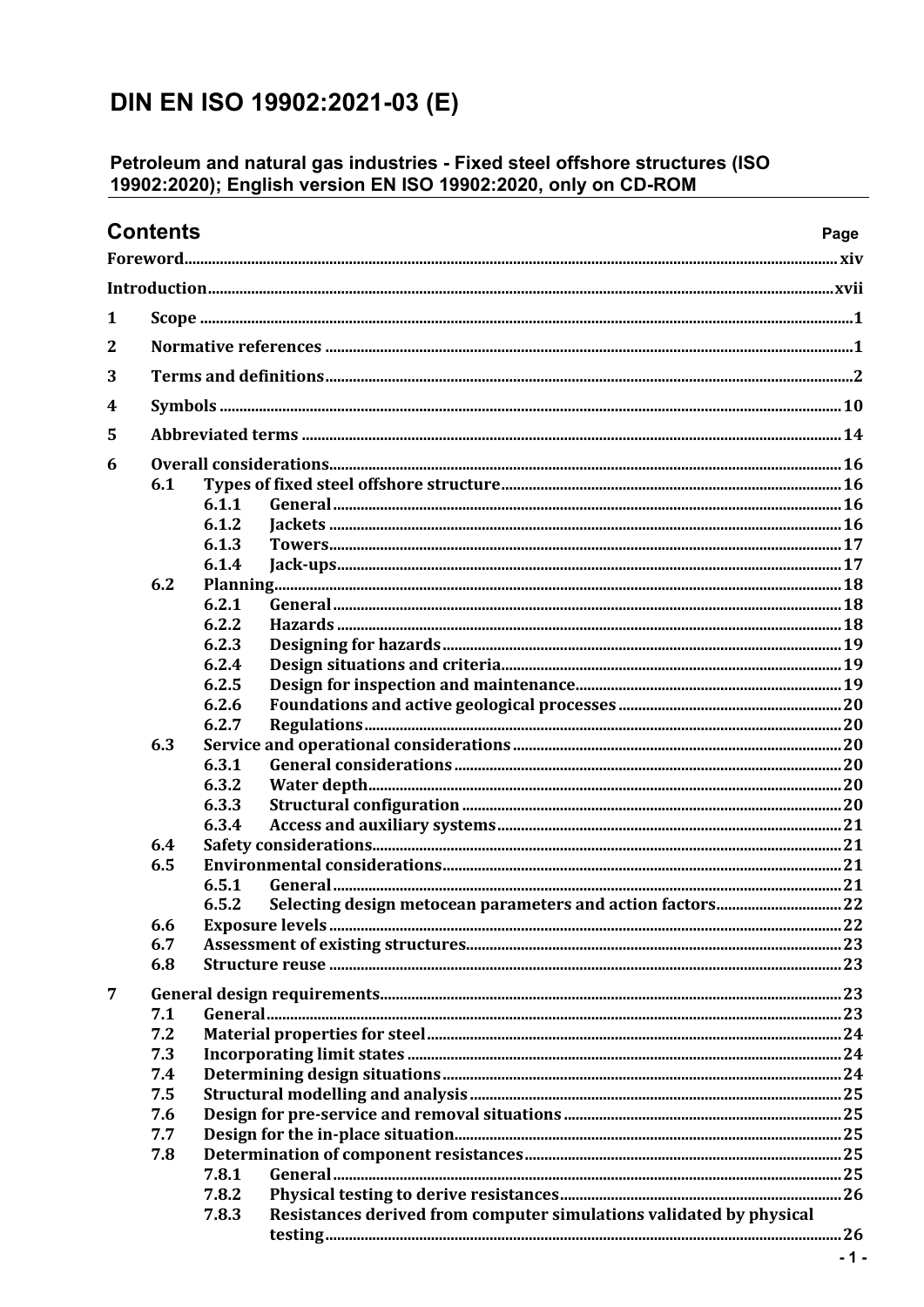# DIN EN ISO 19902:2021-03 (E)

**Petroleum and natural gas industries - Fixed steel offshore structures (ISO 19902:2020); English version EN ISO 19902:2020, only on CD-ROM**

## Contents

| | | | | Page |
|---|---|---|---|---|
| **Foreword** | | | | **xiv** |
| **Introduction** | | | | **xvii** |
| **1** | **Scope** | | | **1** |
| **2** | **Normative references** | | | **1** |
| **3** | **Terms and definitions** | | | **2** |
| **4** | **Symbols** | | | **10** |
| **5** | **Abbreviated terms** | | | **14** |
| **6** | **Overall considerations** | | | **16** |
| | **6.1** | **Types of fixed steel offshore structure** | | **16** |
| | | **6.1.1** | **General** | **16** |
| | | **6.1.2** | **Jackets** | **16** |
| | | **6.1.3** | **Towers** | **17** |
| | | **6.1.4** | **Jack-ups** | **17** |
| | **6.2** | **Planning** | | **18** |
| | | **6.2.1** | **General** | **18** |
| | | **6.2.2** | **Hazards** | **18** |
| | | **6.2.3** | **Designing for hazards** | **19** |
| | | **6.2.4** | **Design situations and criteria** | **19** |
| | | **6.2.5** | **Design for inspection and maintenance** | **19** |
| | | **6.2.6** | **Foundations and active geological processes** | **20** |
| | | **6.2.7** | **Regulations** | **20** |
| | **6.3** | **Service and operational considerations** | | **20** |
| | | **6.3.1** | **General considerations** | **20** |
| | | **6.3.2** | **Water depth** | **20** |
| | | **6.3.3** | **Structural configuration** | **20** |
| | | **6.3.4** | **Access and auxiliary systems** | **21** |
| | **6.4** | **Safety considerations** | | **21** |
| | **6.5** | **Environmental considerations** | | **21** |
| | | **6.5.1** | **General** | **21** |
| | | **6.5.2** | **Selecting design metocean parameters and action factors** | **22** |
| | **6.6** | **Exposure levels** | | **22** |
| | **6.7** | **Assessment of existing structures** | | **23** |
| | **6.8** | **Structure reuse** | | **23** |
| **7** | **General design requirements** | | | **23** |
| | **7.1** | **General** | | **23** |
| | **7.2** | **Material properties for steel** | | **24** |
| | **7.3** | **Incorporating limit states** | | **24** |
| | **7.4** | **Determining design situations** | | **24** |
| | **7.5** | **Structural modelling and analysis** | | **25** |
| | **7.6** | **Design for pre-service and removal situations** | | **25** |
| | **7.7** | **Design for the in-place situation** | | **25** |
| | **7.8** | **Determination of component resistances** | | **25** |
| | | **7.8.1** | **General** | **25** |
| | | **7.8.2** | **Physical testing to derive resistances** | **26** |
| | | **7.8.3** | **Resistances derived from computer simulations validated by physical testing** | **26** |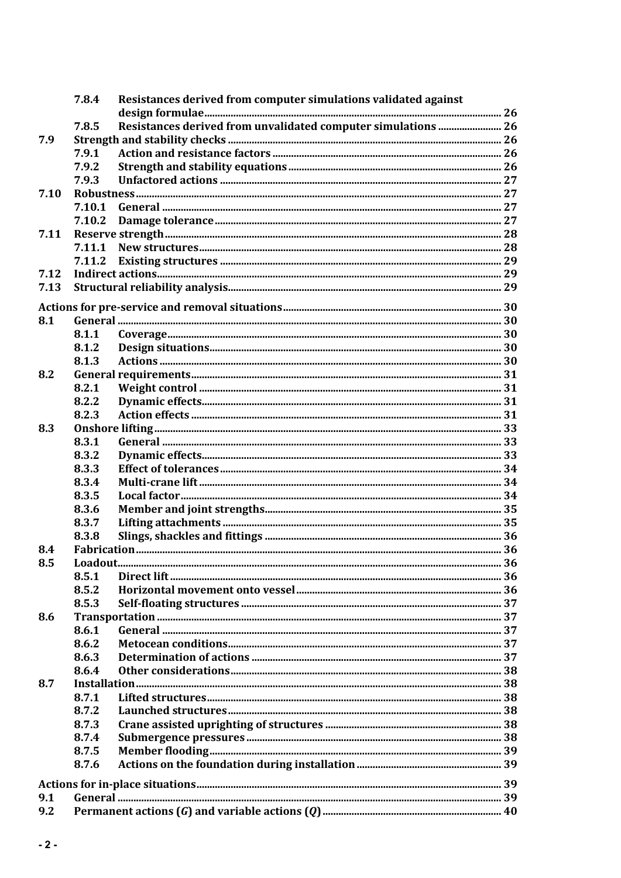| | | | |
|---|---|---|---|
| | 7.8.4 | Resistances derived from computer simulations validated against design formulae | 26 |
| | 7.8.5 | Resistances derived from unvalidated computer simulations | 26 |
| 7.9 | | Strength and stability checks | 26 |
| | 7.9.1 | Action and resistance factors | 26 |
| | 7.9.2 | Strength and stability equations | 26 |
| | 7.9.3 | Unfactored actions | 27 |
| 7.10 | | Robustness | 27 |
| | 7.10.1 | General | 27 |
| | 7.10.2 | Damage tolerance | 27 |
| 7.11 | | Reserve strength | 28 |
| | 7.11.1 | New structures | 28 |
| | 7.11.2 | Existing structures | 29 |
| 7.12 | | Indirect actions | 29 |
| 7.13 | | Structural reliability analysis | 29 |
| Actions for pre-service and removal situations | | | 30 |
| 8.1 | | General | 30 |
| | 8.1.1 | Coverage | 30 |
| | 8.1.2 | Design situations | 30 |
| | 8.1.3 | Actions | 30 |
| 8.2 | | General requirements | 31 |
| | 8.2.1 | Weight control | 31 |
| | 8.2.2 | Dynamic effects | 31 |
| | 8.2.3 | Action effects | 31 |
| 8.3 | | Onshore lifting | 33 |
| | 8.3.1 | General | 33 |
| | 8.3.2 | Dynamic effects | 33 |
| | 8.3.3 | Effect of tolerances | 34 |
| | 8.3.4 | Multi-crane lift | 34 |
| | 8.3.5 | Local factor | 34 |
| | 8.3.6 | Member and joint strengths | 35 |
| | 8.3.7 | Lifting attachments | 35 |
| | 8.3.8 | Slings, shackles and fittings | 36 |
| 8.4 | | Fabrication | 36 |
| 8.5 | | Loadout | 36 |
| | 8.5.1 | Direct lift | 36 |
| | 8.5.2 | Horizontal movement onto vessel | 36 |
| | 8.5.3 | Self-floating structures | 37 |
| 8.6 | | Transportation | 37 |
| | 8.6.1 | General | 37 |
| | 8.6.2 | Metocean conditions | 37 |
| | 8.6.3 | Determination of actions | 37 |
| | 8.6.4 | Other considerations | 38 |
| 8.7 | | Installation | 38 |
| | 8.7.1 | Lifted structures | 38 |
| | 8.7.2 | Launched structures | 38 |
| | 8.7.3 | Crane assisted uprighting of structures | 38 |
| | 8.7.4 | Submergence pressures | 38 |
| | 8.7.5 | Member flooding | 39 |
| | 8.7.6 | Actions on the foundation during installation | 39 |
| Actions for in-place situations | | | 39 |
| 9.1 | | General | 39 |
| 9.2 | | Permanent actions ($G$) and variable actions ($Q$) | 40 |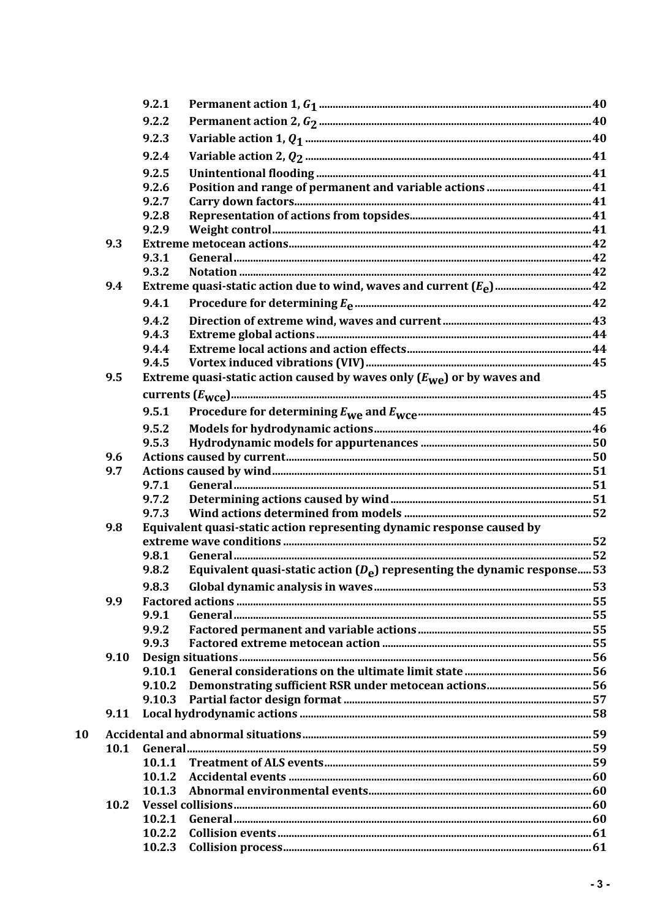9.2.1 Permanent action 1, $G_1$ ..... 40
9.2.2 Permanent action 2, $G_2$ ..... 40
9.2.3 Variable action 1, $Q_1$ ..... 40
9.2.4 Variable action 2, $Q_2$ ..... 41
9.2.5 Unintentional flooding ..... 41
9.2.6 Position and range of permanent and variable actions ..... 41
9.2.7 Carry down factors ..... 41
9.2.8 Representation of actions from topsides ..... 41
9.2.9 Weight control ..... 41

9.3 Extreme metocean actions ..... 42
9.3.1 General ..... 42
9.3.2 Notation ..... 42

9.4 Extreme quasi-static action due to wind, waves and current ($E_e$) ..... 42
9.4.1 Procedure for determining $E_e$ ..... 42
9.4.2 Direction of extreme wind, waves and current ..... 43
9.4.3 Extreme global actions ..... 44
9.4.4 Extreme local actions and action effects ..... 44
9.4.5 Vortex induced vibrations (VIV) ..... 45

9.5 Extreme quasi-static action caused by waves only ($E_{we}$) or by waves and currents ($E_{wce}$) ..... 45
9.5.1 Procedure for determining $E_{we}$ and $E_{wce}$ ..... 45
9.5.2 Models for hydrodynamic actions ..... 46
9.5.3 Hydrodynamic models for appurtenances ..... 50

9.6 Actions caused by current ..... 50

9.7 Actions caused by wind ..... 51
9.7.1 General ..... 51
9.7.2 Determining actions caused by wind ..... 51
9.7.3 Wind actions determined from models ..... 52

9.8 Equivalent quasi-static action representing dynamic response caused by extreme wave conditions ..... 52
9.8.1 General ..... 52
9.8.2 Equivalent quasi-static action ($D_e$) representing the dynamic response ..... 53
9.8.3 Global dynamic analysis in waves ..... 53

9.9 Factored actions ..... 55
9.9.1 General ..... 55
9.9.2 Factored permanent and variable actions ..... 55
9.9.3 Factored extreme metocean action ..... 55

9.10 Design situations ..... 56
9.10.1 General considerations on the ultimate limit state ..... 56
9.10.2 Demonstrating sufficient RSR under metocean actions ..... 56
9.10.3 Partial factor design format ..... 57

9.11 Local hydrodynamic actions ..... 58

10 Accidental and abnormal situations ..... 59

10.1 General ..... 59
10.1.1 Treatment of ALS events ..... 59
10.1.2 Accidental events ..... 60
10.1.3 Abnormal environmental events ..... 60

10.2 Vessel collisions ..... 60
10.2.1 General ..... 60
10.2.2 Collision events ..... 61
10.2.3 Collision process ..... 61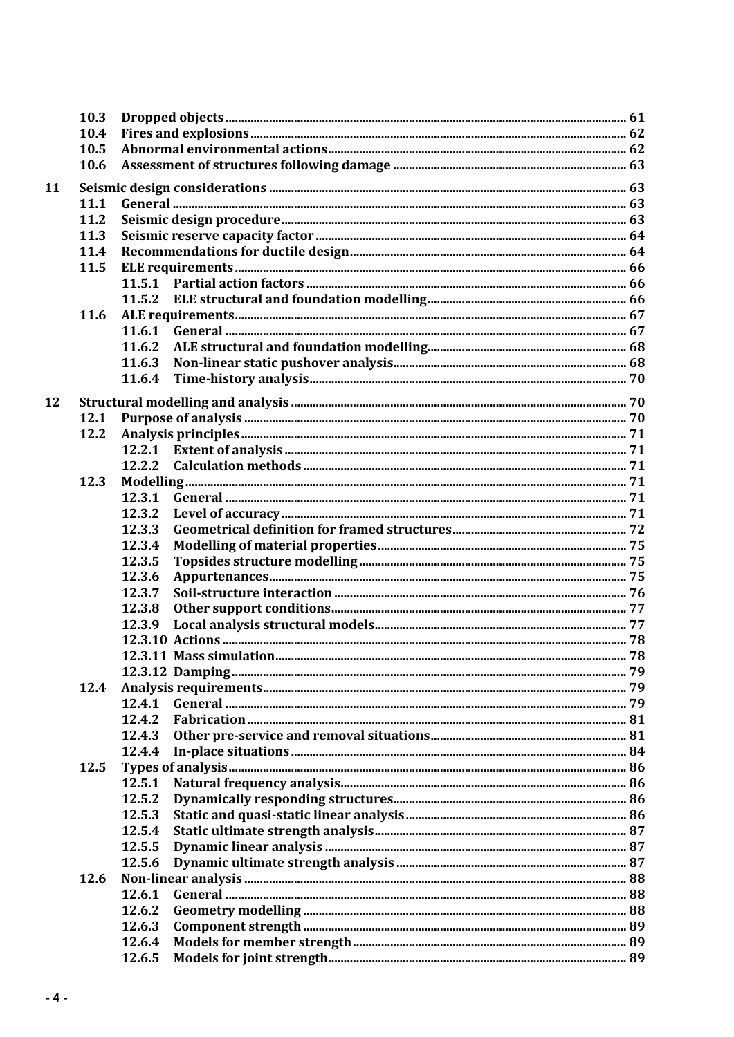| | | | |
|---|---|---|---|
| | 10.3 | Dropped objects | 61 |
| | 10.4 | Fires and explosions | 62 |
| | 10.5 | Abnormal environmental actions | 62 |
| | 10.6 | Assessment of structures following damage | 63 |
| 11 | | Seismic design considerations | 63 |
| | 11.1 | General | 63 |
| | 11.2 | Seismic design procedure | 63 |
| | 11.3 | Seismic reserve capacity factor | 64 |
| | 11.4 | Recommendations for ductile design | 64 |
| | 11.5 | ELE requirements | 66 |
| | | 11.5.1 Partial action factors | 66 |
| | | 11.5.2 ELE structural and foundation modelling | 66 |
| | 11.6 | ALE requirements | 67 |
| | | 11.6.1 General | 67 |
| | | 11.6.2 ALE structural and foundation modelling | 68 |
| | | 11.6.3 Non-linear static pushover analysis | 68 |
| | | 11.6.4 Time-history analysis | 70 |
| 12 | | Structural modelling and analysis | 70 |
| | 12.1 | Purpose of analysis | 70 |
| | 12.2 | Analysis principles | 71 |
| | | 12.2.1 Extent of analysis | 71 |
| | | 12.2.2 Calculation methods | 71 |
| | 12.3 | Modelling | 71 |
| | | 12.3.1 General | 71 |
| | | 12.3.2 Level of accuracy | 71 |
| | | 12.3.3 Geometrical definition for framed structures | 72 |
| | | 12.3.4 Modelling of material properties | 75 |
| | | 12.3.5 Topsides structure modelling | 75 |
| | | 12.3.6 Appurtenances | 75 |
| | | 12.3.7 Soil-structure interaction | 76 |
| | | 12.3.8 Other support conditions | 77 |
| | | 12.3.9 Local analysis structural models | 77 |
| | | 12.3.10 Actions | 78 |
| | | 12.3.11 Mass simulation | 78 |
| | | 12.3.12 Damping | 79 |
| | 12.4 | Analysis requirements | 79 |
| | | 12.4.1 General | 79 |
| | | 12.4.2 Fabrication | 81 |
| | | 12.4.3 Other pre-service and removal situations | 81 |
| | | 12.4.4 In-place situations | 84 |
| | 12.5 | Types of analysis | 86 |
| | | 12.5.1 Natural frequency analysis | 86 |
| | | 12.5.2 Dynamically responding structures | 86 |
| | | 12.5.3 Static and quasi-static linear analysis | 86 |
| | | 12.5.4 Static ultimate strength analysis | 87 |
| | | 12.5.5 Dynamic linear analysis | 87 |
| | | 12.5.6 Dynamic ultimate strength analysis | 87 |
| | 12.6 | Non-linear analysis | 88 |
| | | 12.6.1 General | 88 |
| | | 12.6.2 Geometry modelling | 88 |
| | | 12.6.3 Component strength | 89 |
| | | 12.6.4 Models for member strength | 89 |
| | | 12.6.5 Models for joint strength | 89 |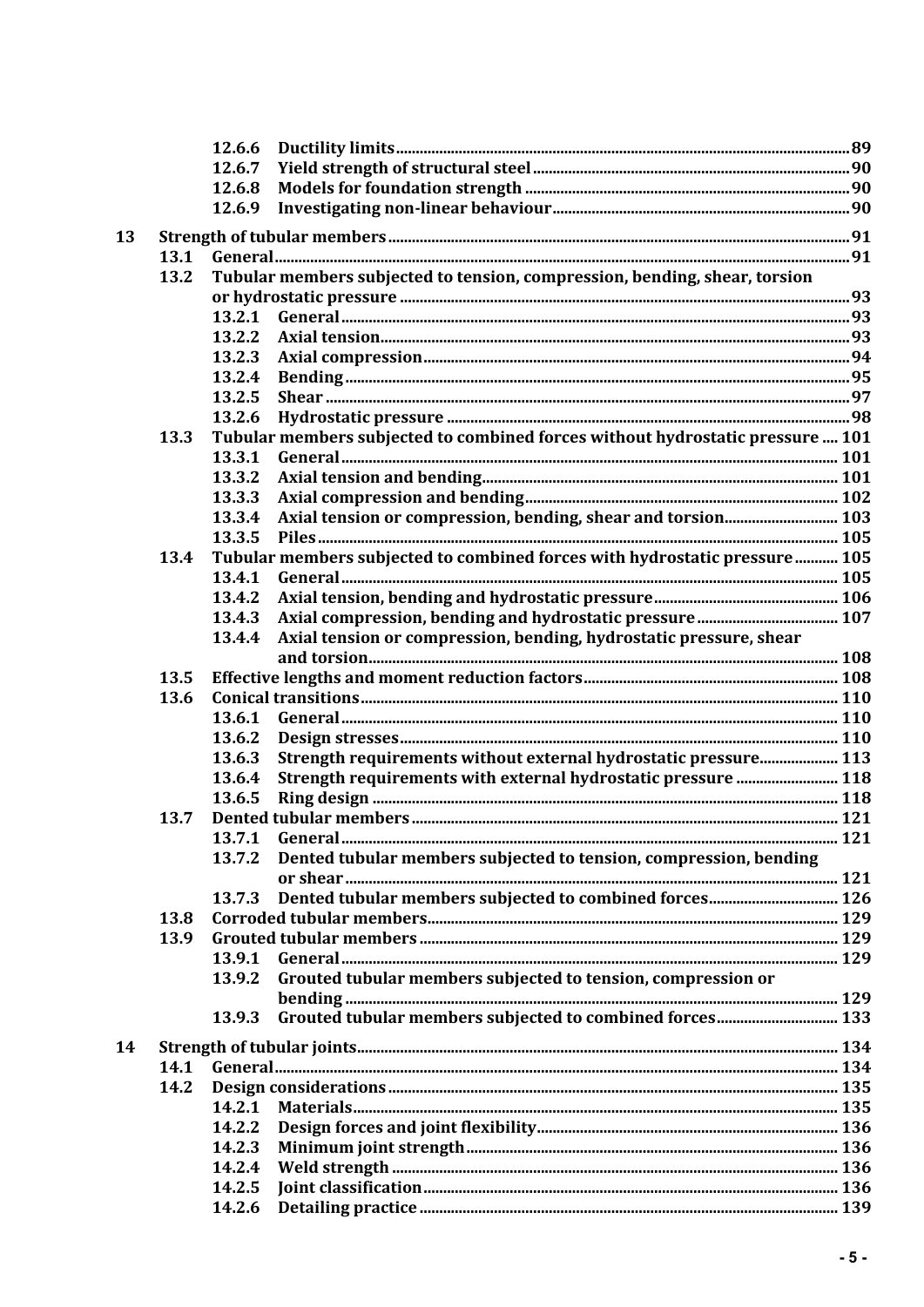- 12.6.6 Ductility limits ... 89
- 12.6.7 Yield strength of structural steel ... 90
- 12.6.8 Models for foundation strength ... 90
- 12.6.9 Investigating non-linear behaviour ... 90

**13 Strength of tubular members ... 91**

- 13.1 General ... 91
- 13.2 Tubular members subjected to tension, compression, bending, shear, torsion or hydrostatic pressure ... 93
  - 13.2.1 General ... 93
  - 13.2.2 Axial tension ... 93
  - 13.2.3 Axial compression ... 94
  - 13.2.4 Bending ... 95
  - 13.2.5 Shear ... 97
  - 13.2.6 Hydrostatic pressure ... 98
- 13.3 Tubular members subjected to combined forces without hydrostatic pressure ... 101
  - 13.3.1 General ... 101
  - 13.3.2 Axial tension and bending ... 101
  - 13.3.3 Axial compression and bending ... 102
  - 13.3.4 Axial tension or compression, bending, shear and torsion ... 103
  - 13.3.5 Piles ... 105
- 13.4 Tubular members subjected to combined forces with hydrostatic pressure ... 105
  - 13.4.1 General ... 105
  - 13.4.2 Axial tension, bending and hydrostatic pressure ... 106
  - 13.4.3 Axial compression, bending and hydrostatic pressure ... 107
  - 13.4.4 Axial tension or compression, bending, hydrostatic pressure, shear and torsion ... 108
- 13.5 Effective lengths and moment reduction factors ... 108
- 13.6 Conical transitions ... 110
  - 13.6.1 General ... 110
  - 13.6.2 Design stresses ... 110
  - 13.6.3 Strength requirements without external hydrostatic pressure ... 113
  - 13.6.4 Strength requirements with external hydrostatic pressure ... 118
  - 13.6.5 Ring design ... 118
- 13.7 Dented tubular members ... 121
  - 13.7.1 General ... 121
  - 13.7.2 Dented tubular members subjected to tension, compression, bending or shear ... 121
  - 13.7.3 Dented tubular members subjected to combined forces ... 126
- 13.8 Corroded tubular members ... 129
- 13.9 Grouted tubular members ... 129
  - 13.9.1 General ... 129
  - 13.9.2 Grouted tubular members subjected to tension, compression or bending ... 129
  - 13.9.3 Grouted tubular members subjected to combined forces ... 133

**14 Strength of tubular joints ... 134**

- 14.1 General ... 134
- 14.2 Design considerations ... 135
  - 14.2.1 Materials ... 135
  - 14.2.2 Design forces and joint flexibility ... 136
  - 14.2.3 Minimum joint strength ... 136
  - 14.2.4 Weld strength ... 136
  - 14.2.5 Joint classification ... 136
  - 14.2.6 Detailing practice ... 139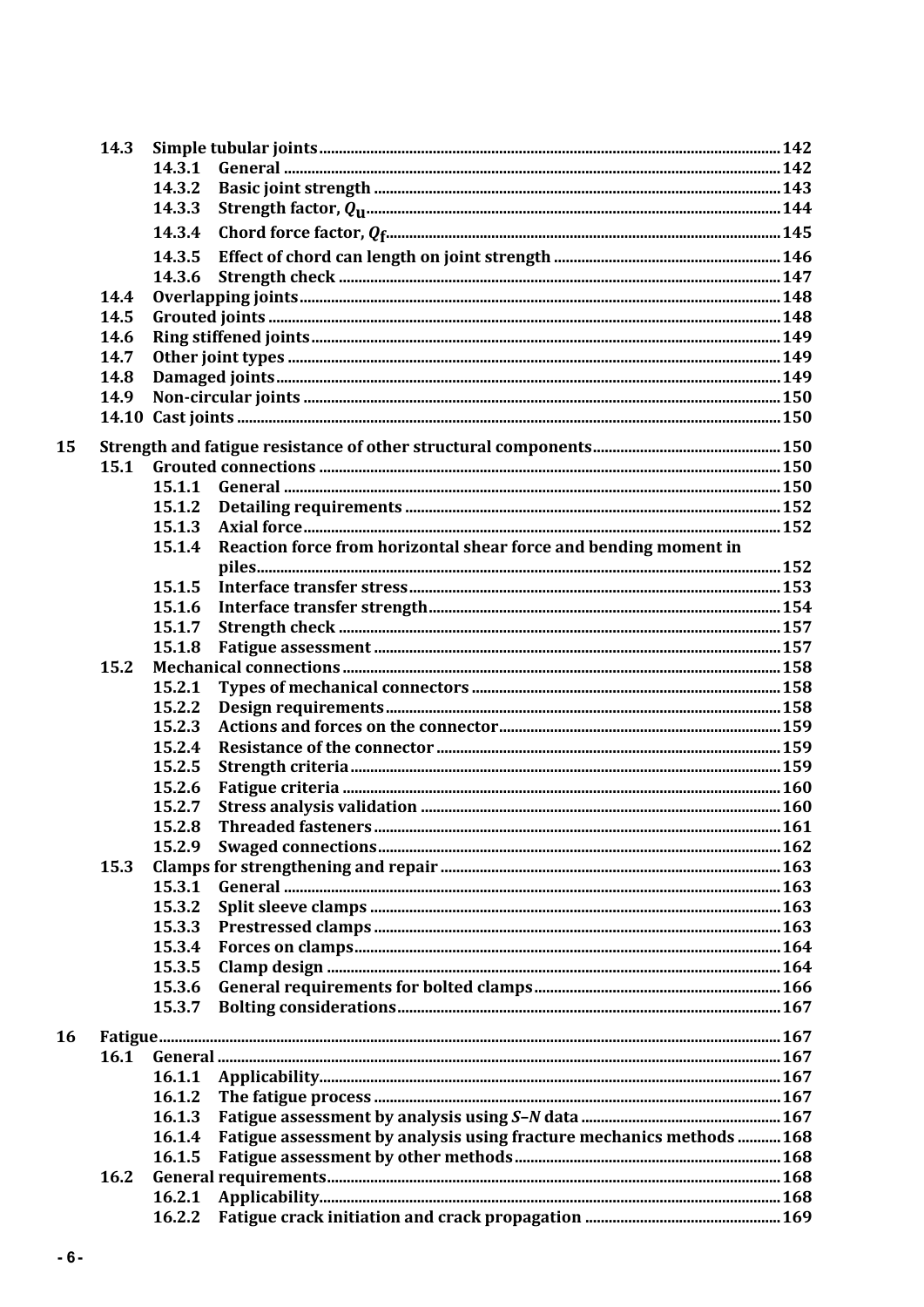| | | | |
|---|---|---|---|
| 14.3 | | Simple tubular joints | 142 |
| | 14.3.1 | General | 142 |
| | 14.3.2 | Basic joint strength | 143 |
| | 14.3.3 | Strength factor, $Q_u$ | 144 |
| | 14.3.4 | Chord force factor, $Q_f$ | 145 |
| | 14.3.5 | Effect of chord can length on joint strength | 146 |
| | 14.3.6 | Strength check | 147 |
| 14.4 | | Overlapping joints | 148 |
| 14.5 | | Grouted joints | 148 |
| 14.6 | | Ring stiffened joints | 149 |
| 14.7 | | Other joint types | 149 |
| 14.8 | | Damaged joints | 149 |
| 14.9 | | Non-circular joints | 150 |
| 14.10 | | Cast joints | 150 |

**15 Strength and fatigue resistance of other structural components** .... 150

| | | | |
|---|---|---|---|
| 15.1 | | Grouted connections | 150 |
| | 15.1.1 | General | 150 |
| | 15.1.2 | Detailing requirements | 152 |
| | 15.1.3 | Axial force | 152 |
| | 15.1.4 | Reaction force from horizontal shear force and bending moment in piles | 152 |
| | 15.1.5 | Interface transfer stress | 153 |
| | 15.1.6 | Interface transfer strength | 154 |
| | 15.1.7 | Strength check | 157 |
| | 15.1.8 | Fatigue assessment | 157 |
| 15.2 | | Mechanical connections | 158 |
| | 15.2.1 | Types of mechanical connectors | 158 |
| | 15.2.2 | Design requirements | 158 |
| | 15.2.3 | Actions and forces on the connector | 159 |
| | 15.2.4 | Resistance of the connector | 159 |
| | 15.2.5 | Strength criteria | 159 |
| | 15.2.6 | Fatigue criteria | 160 |
| | 15.2.7 | Stress analysis validation | 160 |
| | 15.2.8 | Threaded fasteners | 161 |
| | 15.2.9 | Swaged connections | 162 |
| 15.3 | | Clamps for strengthening and repair | 163 |
| | 15.3.1 | General | 163 |
| | 15.3.2 | Split sleeve clamps | 163 |
| | 15.3.3 | Prestressed clamps | 163 |
| | 15.3.4 | Forces on clamps | 164 |
| | 15.3.5 | Clamp design | 164 |
| | 15.3.6 | General requirements for bolted clamps | 166 |
| | 15.3.7 | Bolting considerations | 167 |

**16 Fatigue** .... 167

| | | | |
|---|---|---|---|
| 16.1 | | General | 167 |
| | 16.1.1 | Applicability | 167 |
| | 16.1.2 | The fatigue process | 167 |
| | 16.1.3 | Fatigue assessment by analysis using *S–N* data | 167 |
| | 16.1.4 | Fatigue assessment by analysis using fracture mechanics methods | 168 |
| | 16.1.5 | Fatigue assessment by other methods | 168 |
| 16.2 | | General requirements | 168 |
| | 16.2.1 | Applicability | 168 |
| | 16.2.2 | Fatigue crack initiation and crack propagation | 169 |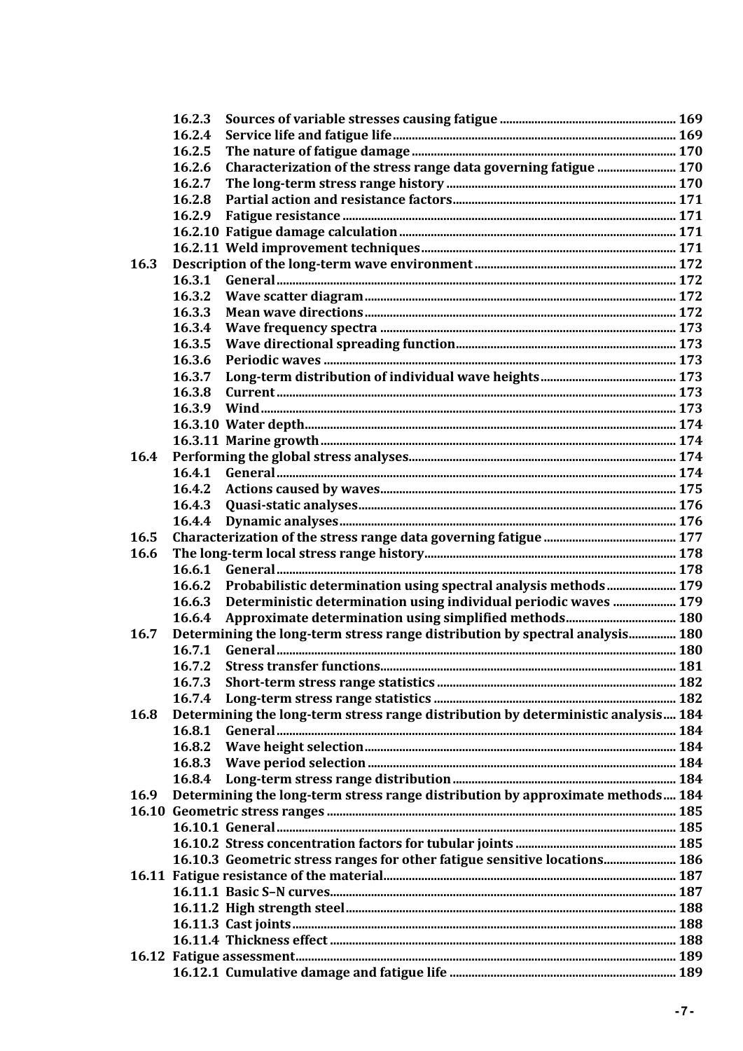16.2.3 Sources of variable stresses causing fatigue ... 169
16.2.4 Service life and fatigue life ... 169
16.2.5 The nature of fatigue damage ... 170
16.2.6 Characterization of the stress range data governing fatigue ... 170
16.2.7 The long-term stress range history ... 170
16.2.8 Partial action and resistance factors ... 171
16.2.9 Fatigue resistance ... 171
16.2.10 Fatigue damage calculation ... 171
16.2.11 Weld improvement techniques ... 171

16.3 Description of the long-term wave environment ... 172
16.3.1 General ... 172
16.3.2 Wave scatter diagram ... 172
16.3.3 Mean wave directions ... 172
16.3.4 Wave frequency spectra ... 173
16.3.5 Wave directional spreading function ... 173
16.3.6 Periodic waves ... 173
16.3.7 Long-term distribution of individual wave heights ... 173
16.3.8 Current ... 173
16.3.9 Wind ... 173
16.3.10 Water depth ... 174
16.3.11 Marine growth ... 174

16.4 Performing the global stress analyses ... 174
16.4.1 General ... 174
16.4.2 Actions caused by waves ... 175
16.4.3 Quasi-static analyses ... 176
16.4.4 Dynamic analyses ... 176

16.5 Characterization of the stress range data governing fatigue ... 177

16.6 The long-term local stress range history ... 178
16.6.1 General ... 178
16.6.2 Probabilistic determination using spectral analysis methods ... 179
16.6.3 Deterministic determination using individual periodic waves ... 179
16.6.4 Approximate determination using simplified methods ... 180

16.7 Determining the long-term stress range distribution by spectral analysis ... 180
16.7.1 General ... 180
16.7.2 Stress transfer functions ... 181
16.7.3 Short-term stress range statistics ... 182
16.7.4 Long-term stress range statistics ... 182

16.8 Determining the long-term stress range distribution by deterministic analysis ... 184
16.8.1 General ... 184
16.8.2 Wave height selection ... 184
16.8.3 Wave period selection ... 184
16.8.4 Long-term stress range distribution ... 184

16.9 Determining the long-term stress range distribution by approximate methods ... 184

16.10 Geometric stress ranges ... 185
16.10.1 General ... 185
16.10.2 Stress concentration factors for tubular joints ... 185
16.10.3 Geometric stress ranges for other fatigue sensitive locations ... 186

16.11 Fatigue resistance of the material ... 187
16.11.1 Basic S–N curves ... 187
16.11.2 High strength steel ... 188
16.11.3 Cast joints ... 188
16.11.4 Thickness effect ... 188

16.12 Fatigue assessment ... 189
16.12.1 Cumulative damage and fatigue life ... 189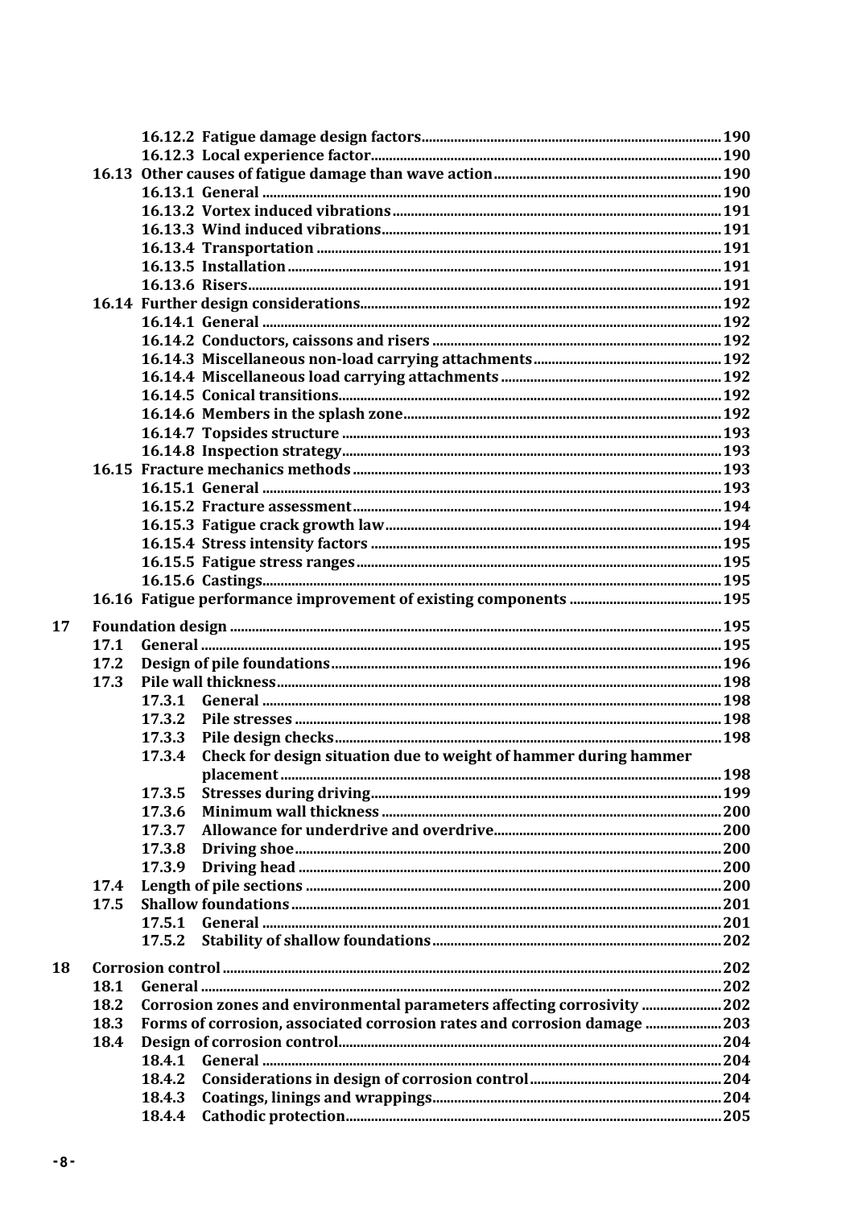16.12.2 Fatigue damage design factors ... 190
16.12.3 Local experience factor ... 190
16.13 Other causes of fatigue damage than wave action ... 190
16.13.1 General ... 190
16.13.2 Vortex induced vibrations ... 191
16.13.3 Wind induced vibrations ... 191
16.13.4 Transportation ... 191
16.13.5 Installation ... 191
16.13.6 Risers ... 191
16.14 Further design considerations ... 192
16.14.1 General ... 192
16.14.2 Conductors, caissons and risers ... 192
16.14.3 Miscellaneous non-load carrying attachments ... 192
16.14.4 Miscellaneous load carrying attachments ... 192
16.14.5 Conical transitions ... 192
16.14.6 Members in the splash zone ... 192
16.14.7 Topsides structure ... 193
16.14.8 Inspection strategy ... 193
16.15 Fracture mechanics methods ... 193
16.15.1 General ... 193
16.15.2 Fracture assessment ... 194
16.15.3 Fatigue crack growth law ... 194
16.15.4 Stress intensity factors ... 195
16.15.5 Fatigue stress ranges ... 195
16.15.6 Castings ... 195
16.16 Fatigue performance improvement of existing components ... 195

17 Foundation design ... 195
17.1 General ... 195
17.2 Design of pile foundations ... 196
17.3 Pile wall thickness ... 198
17.3.1 General ... 198
17.3.2 Pile stresses ... 198
17.3.3 Pile design checks ... 198
17.3.4 Check for design situation due to weight of hammer during hammer placement ... 198
17.3.5 Stresses during driving ... 199
17.3.6 Minimum wall thickness ... 200
17.3.7 Allowance for underdrive and overdrive ... 200
17.3.8 Driving shoe ... 200
17.3.9 Driving head ... 200
17.4 Length of pile sections ... 200
17.5 Shallow foundations ... 201
17.5.1 General ... 201
17.5.2 Stability of shallow foundations ... 202

18 Corrosion control ... 202
18.1 General ... 202
18.2 Corrosion zones and environmental parameters affecting corrosivity ... 202
18.3 Forms of corrosion, associated corrosion rates and corrosion damage ... 203
18.4 Design of corrosion control ... 204
18.4.1 General ... 204
18.4.2 Considerations in design of corrosion control ... 204
18.4.3 Coatings, linings and wrappings ... 204
18.4.4 Cathodic protection ... 205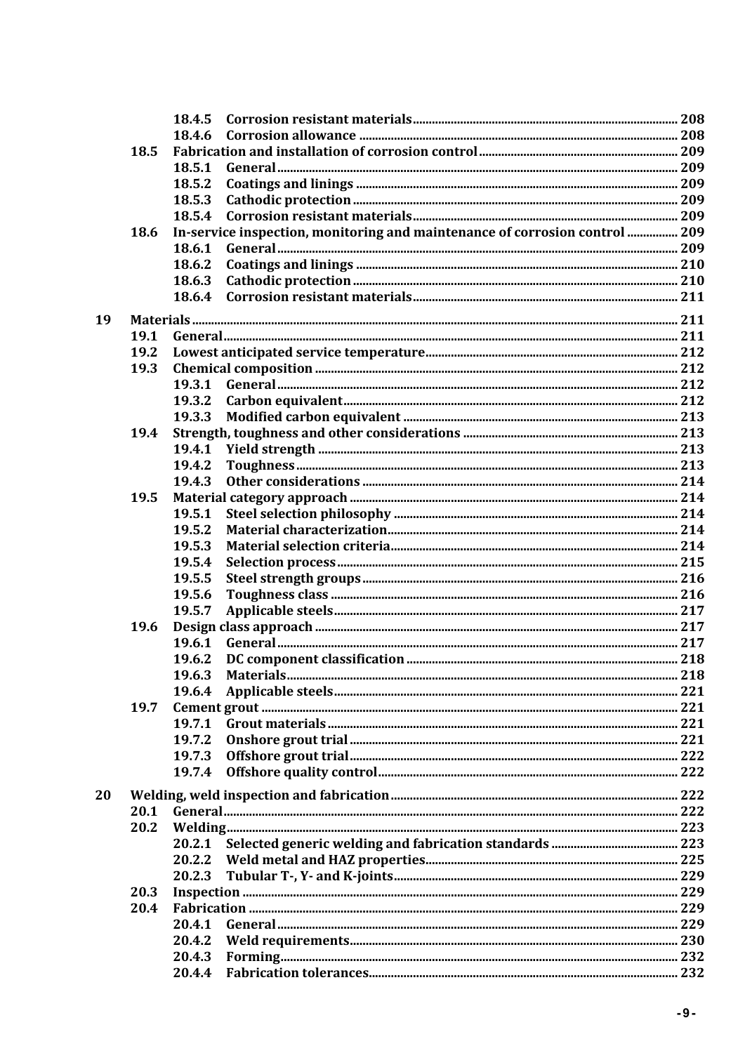18.4.5 Corrosion resistant materials ........ 208
18.4.6 Corrosion allowance ........ 208
18.5 Fabrication and installation of corrosion control ........ 209
18.5.1 General ........ 209
18.5.2 Coatings and linings ........ 209
18.5.3 Cathodic protection ........ 209
18.5.4 Corrosion resistant materials ........ 209
18.6 In-service inspection, monitoring and maintenance of corrosion control ........ 209
18.6.1 General ........ 209
18.6.2 Coatings and linings ........ 210
18.6.3 Cathodic protection ........ 210
18.6.4 Corrosion resistant materials ........ 211

19 Materials ........ 211
19.1 General ........ 211
19.2 Lowest anticipated service temperature ........ 212
19.3 Chemical composition ........ 212
19.3.1 General ........ 212
19.3.2 Carbon equivalent ........ 212
19.3.3 Modified carbon equivalent ........ 213
19.4 Strength, toughness and other considerations ........ 213
19.4.1 Yield strength ........ 213
19.4.2 Toughness ........ 213
19.4.3 Other considerations ........ 214
19.5 Material category approach ........ 214
19.5.1 Steel selection philosophy ........ 214
19.5.2 Material characterization ........ 214
19.5.3 Material selection criteria ........ 214
19.5.4 Selection process ........ 215
19.5.5 Steel strength groups ........ 216
19.5.6 Toughness class ........ 216
19.5.7 Applicable steels ........ 217
19.6 Design class approach ........ 217
19.6.1 General ........ 217
19.6.2 DC component classification ........ 218
19.6.3 Materials ........ 218
19.6.4 Applicable steels ........ 221
19.7 Cement grout ........ 221
19.7.1 Grout materials ........ 221
19.7.2 Onshore grout trial ........ 221
19.7.3 Offshore grout trial ........ 222
19.7.4 Offshore quality control ........ 222

20 Welding, weld inspection and fabrication ........ 222
20.1 General ........ 222
20.2 Welding ........ 223
20.2.1 Selected generic welding and fabrication standards ........ 223
20.2.2 Weld metal and HAZ properties ........ 225
20.2.3 Tubular T-, Y- and K-joints ........ 229
20.3 Inspection ........ 229
20.4 Fabrication ........ 229
20.4.1 General ........ 229
20.4.2 Weld requirements ........ 230
20.4.3 Forming ........ 232
20.4.4 Fabrication tolerances ........ 232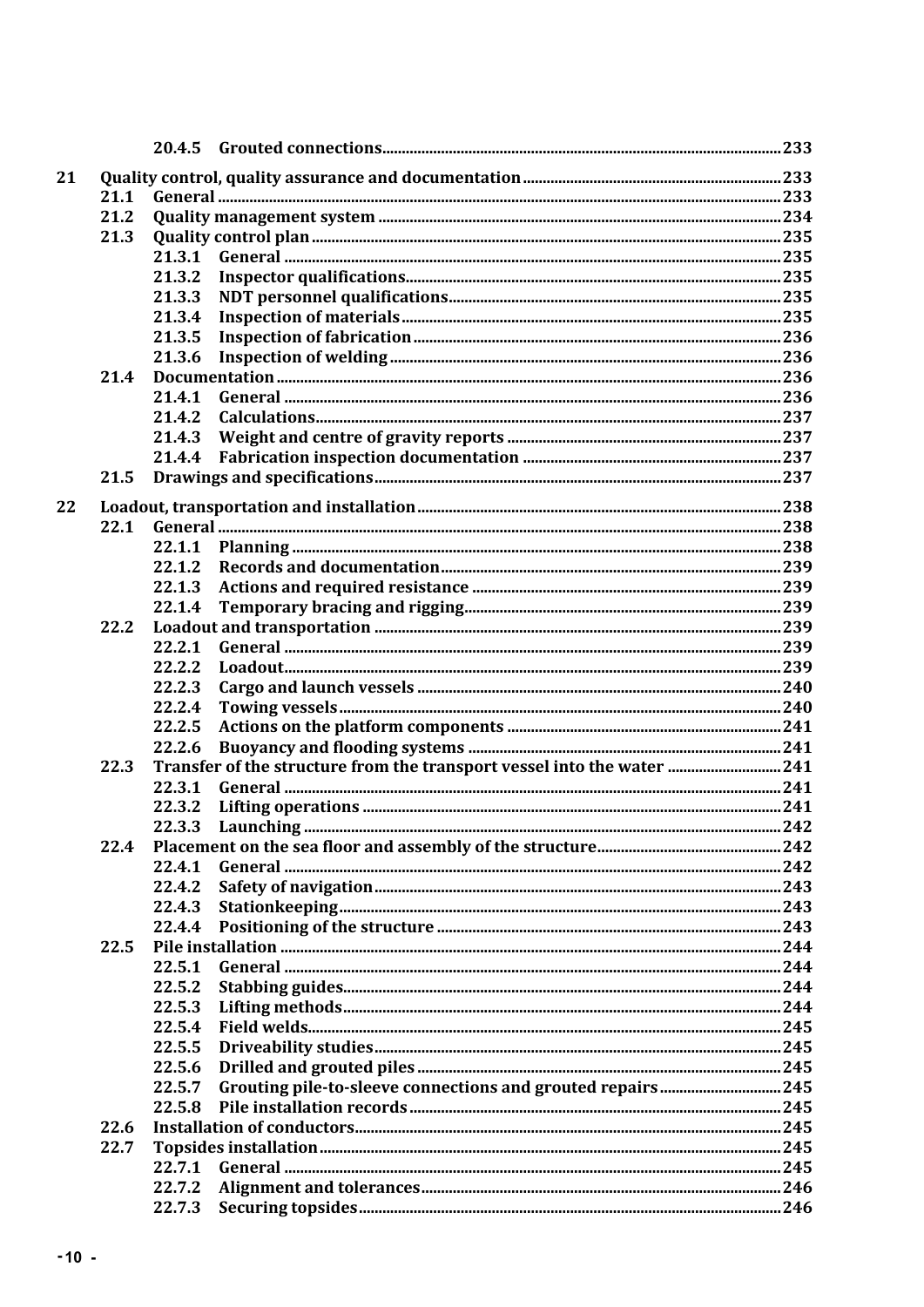20.4.5 Grouted connections ..... 233

21 Quality control, quality assurance and documentation ..... 233
- 21.1 General ..... 233
- 21.2 Quality management system ..... 234
- 21.3 Quality control plan ..... 235
  - 21.3.1 General ..... 235
  - 21.3.2 Inspector qualifications ..... 235
  - 21.3.3 NDT personnel qualifications ..... 235
  - 21.3.4 Inspection of materials ..... 235
  - 21.3.5 Inspection of fabrication ..... 236
  - 21.3.6 Inspection of welding ..... 236
- 21.4 Documentation ..... 236
  - 21.4.1 General ..... 236
  - 21.4.2 Calculations ..... 237
  - 21.4.3 Weight and centre of gravity reports ..... 237
  - 21.4.4 Fabrication inspection documentation ..... 237
- 21.5 Drawings and specifications ..... 237

22 Loadout, transportation and installation ..... 238
- 22.1 General ..... 238
  - 22.1.1 Planning ..... 238
  - 22.1.2 Records and documentation ..... 239
  - 22.1.3 Actions and required resistance ..... 239
  - 22.1.4 Temporary bracing and rigging ..... 239
- 22.2 Loadout and transportation ..... 239
  - 22.2.1 General ..... 239
  - 22.2.2 Loadout ..... 239
  - 22.2.3 Cargo and launch vessels ..... 240
  - 22.2.4 Towing vessels ..... 240
  - 22.2.5 Actions on the platform components ..... 241
  - 22.2.6 Buoyancy and flooding systems ..... 241
- 22.3 Transfer of the structure from the transport vessel into the water ..... 241
  - 22.3.1 General ..... 241
  - 22.3.2 Lifting operations ..... 241
  - 22.3.3 Launching ..... 242
- 22.4 Placement on the sea floor and assembly of the structure ..... 242
  - 22.4.1 General ..... 242
  - 22.4.2 Safety of navigation ..... 243
  - 22.4.3 Stationkeeping ..... 243
  - 22.4.4 Positioning of the structure ..... 243
- 22.5 Pile installation ..... 244
  - 22.5.1 General ..... 244
  - 22.5.2 Stabbing guides ..... 244
  - 22.5.3 Lifting methods ..... 244
  - 22.5.4 Field welds ..... 245
  - 22.5.5 Driveability studies ..... 245
  - 22.5.6 Drilled and grouted piles ..... 245
  - 22.5.7 Grouting pile-to-sleeve connections and grouted repairs ..... 245
  - 22.5.8 Pile installation records ..... 245
- 22.6 Installation of conductors ..... 245
- 22.7 Topsides installation ..... 245
  - 22.7.1 General ..... 245
  - 22.7.2 Alignment and tolerances ..... 246
  - 22.7.3 Securing topsides ..... 246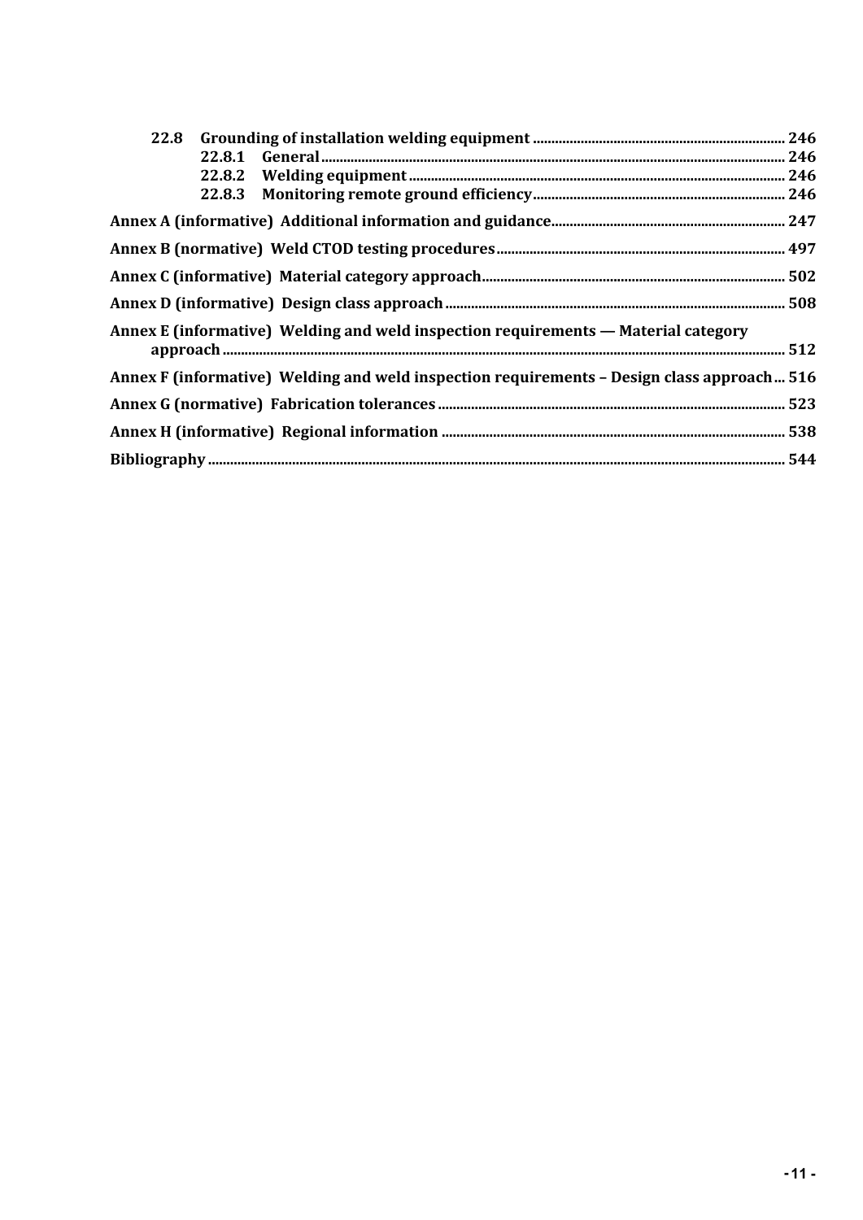22.8 Grounding of installation welding equipment ........................................ 246

22.8.1 General ........................................ 246

22.8.2 Welding equipment ........................................ 246

22.8.3 Monitoring remote ground efficiency ........................................ 246

Annex A (informative) Additional information and guidance ........................................ 247

Annex B (normative) Weld CTOD testing procedures ........................................ 497

Annex C (informative) Material category approach ........................................ 502

Annex D (informative) Design class approach ........................................ 508

Annex E (informative) Welding and weld inspection requirements — Material category approach ........................................ 512

Annex F (informative) Welding and weld inspection requirements – Design class approach ... 516

Annex G (normative) Fabrication tolerances ........................................ 523

Annex H (informative) Regional information ........................................ 538

Bibliography ........................................ 544